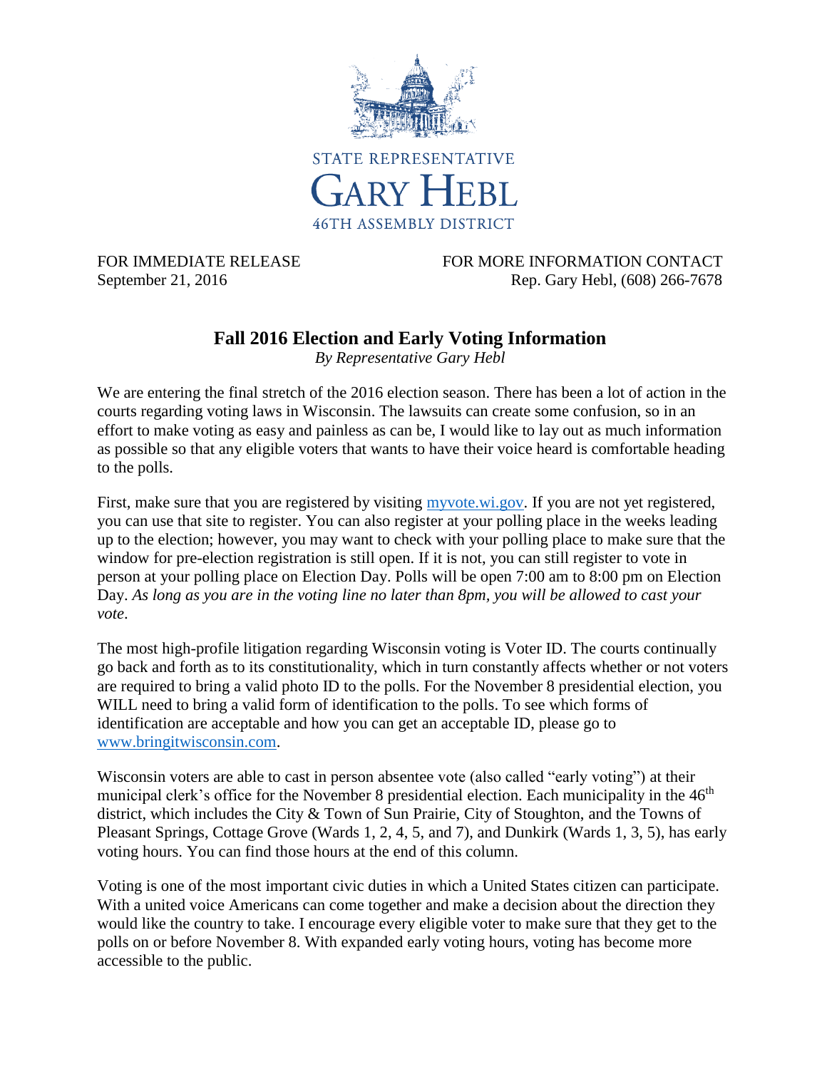STATE REPRESENTATIVE

GARY HEBL

46TH ASSEMBLY DISTRICT

FOR IMMEDIATE RELEASE
September 21, 2016

FOR MORE INFORMATION CONTACT
Rep. Gary Hebl, (608) 266-7678

# Fall 2016 Election and Early Voting Information

*By Representative Gary Hebl*

We are entering the final stretch of the 2016 election season. There has been a lot of action in the courts regarding voting laws in Wisconsin. The lawsuits can create some confusion, so in an effort to make voting as easy and painless as can be, I would like to lay out as much information as possible so that any eligible voters that wants to have their voice heard is comfortable heading to the polls.

First, make sure that you are registered by visiting [myvote.wi.gov](myvote.wi.gov). If you are not yet registered, you can use that site to register. You can also register at your polling place in the weeks leading up to the election; however, you may want to check with your polling place to make sure that the window for pre-election registration is still open. If it is not, you can still register to vote in person at your polling place on Election Day. Polls will be open 7:00 am to 8:00 pm on Election Day. *As long as you are in the voting line no later than 8pm, you will be allowed to cast your vote*.

The most high-profile litigation regarding Wisconsin voting is Voter ID. The courts continually go back and forth as to its constitutionality, which in turn constantly affects whether or not voters are required to bring a valid photo ID to the polls. For the November 8 presidential election, you WILL need to bring a valid form of identification to the polls. To see which forms of identification are acceptable and how you can get an acceptable ID, please go to [www.bringitwisconsin.com](www.bringitwisconsin.com).

Wisconsin voters are able to cast in person absentee vote (also called "early voting") at their municipal clerk's office for the November 8 presidential election. Each municipality in the 46th district, which includes the City & Town of Sun Prairie, City of Stoughton, and the Towns of Pleasant Springs, Cottage Grove (Wards 1, 2, 4, 5, and 7), and Dunkirk (Wards 1, 3, 5), has early voting hours. You can find those hours at the end of this column.

Voting is one of the most important civic duties in which a United States citizen can participate. With a united voice Americans can come together and make a decision about the direction they would like the country to take. I encourage every eligible voter to make sure that they get to the polls on or before November 8. With expanded early voting hours, voting has become more accessible to the public.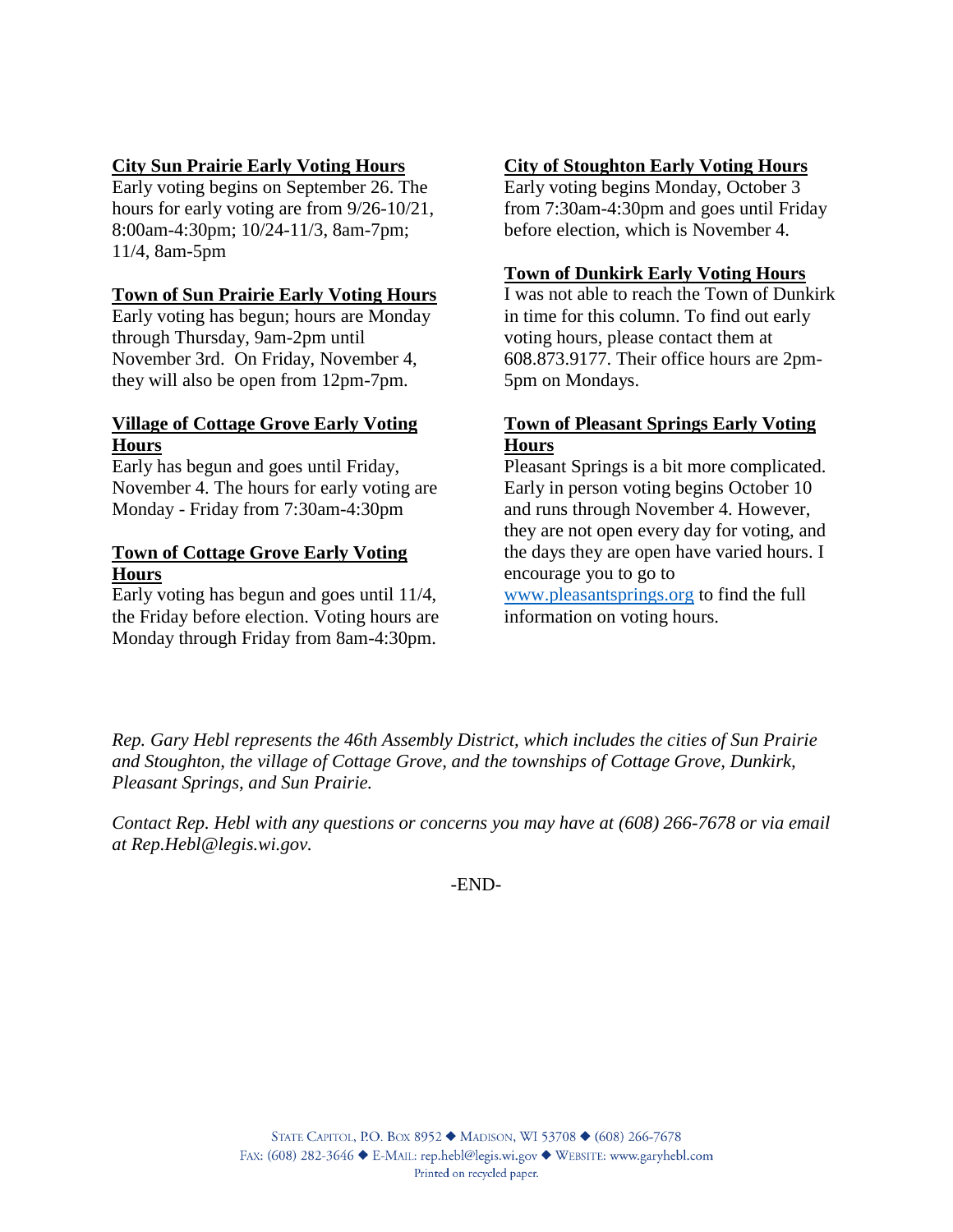**City Sun Prairie Early Voting Hours**

Early voting begins on September 26. The hours for early voting are from 9/26-10/21, 8:00am-4:30pm; 10/24-11/3, 8am-7pm; 11/4, 8am-5pm

**Town of Sun Prairie Early Voting Hours**

Early voting has begun; hours are Monday through Thursday, 9am-2pm until November 3rd. On Friday, November 4, they will also be open from 12pm-7pm.

**Village of Cottage Grove Early Voting Hours**

Early has begun and goes until Friday, November 4. The hours for early voting are Monday - Friday from 7:30am-4:30pm

**Town of Cottage Grove Early Voting Hours**

Early voting has begun and goes until 11/4, the Friday before election. Voting hours are Monday through Friday from 8am-4:30pm.

**City of Stoughton Early Voting Hours**

Early voting begins Monday, October 3 from 7:30am-4:30pm and goes until Friday before election, which is November 4.

**Town of Dunkirk Early Voting Hours**

I was not able to reach the Town of Dunkirk in time for this column. To find out early voting hours, please contact them at 608.873.9177. Their office hours are 2pm-5pm on Mondays.

**Town of Pleasant Springs Early Voting Hours**

Pleasant Springs is a bit more complicated. Early in person voting begins October 10 and runs through November 4. However, they are not open every day for voting, and the days they are open have varied hours. I encourage you to go to www.pleasantsprings.org to find the full information on voting hours.

*Rep. Gary Hebl represents the 46th Assembly District, which includes the cities of Sun Prairie and Stoughton, the village of Cottage Grove, and the townships of Cottage Grove, Dunkirk, Pleasant Springs, and Sun Prairie.*

*Contact Rep. Hebl with any questions or concerns you may have at (608) 266-7678 or via email at Rep.Hebl@legis.wi.gov.*

-END-

STATE CAPITOL, P.O. BOX 8952 ◆ MADISON, WI 53708 ◆ (608) 266-7678
FAX: (608) 282-3646 ◆ E-MAIL: rep.hebl@legis.wi.gov ◆ WEBSITE: www.garyhebl.com
Printed on recycled paper.